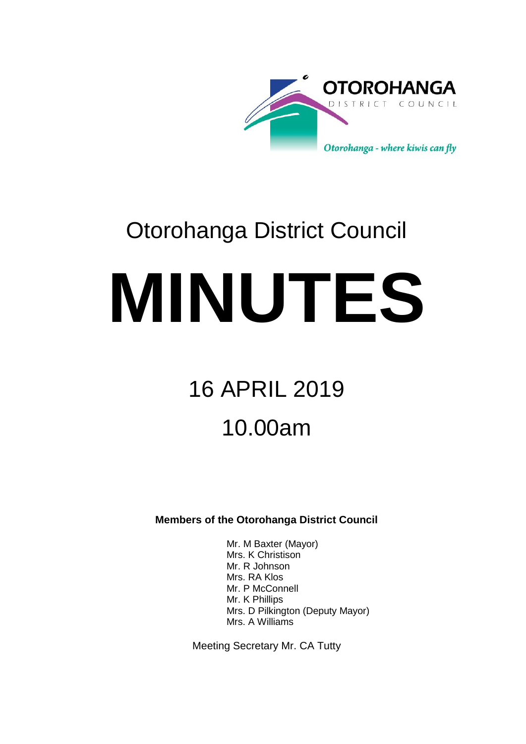OTOROHANGA DISTRICT COUNCIL

*Otorohanga - where kiwis can fly*

# Otorohanga District Council

# MINUTES

## 16 APRIL 2019

## 10.00am

**Members of the Otorohanga District Council**

Mr. M Baxter (Mayor)
Mrs. K Christison
Mr. R Johnson
Mrs. RA Klos
Mr. P McConnell
Mr. K Phillips
Mrs. D Pilkington (Deputy Mayor)
Mrs. A Williams

Meeting Secretary Mr. CA Tutty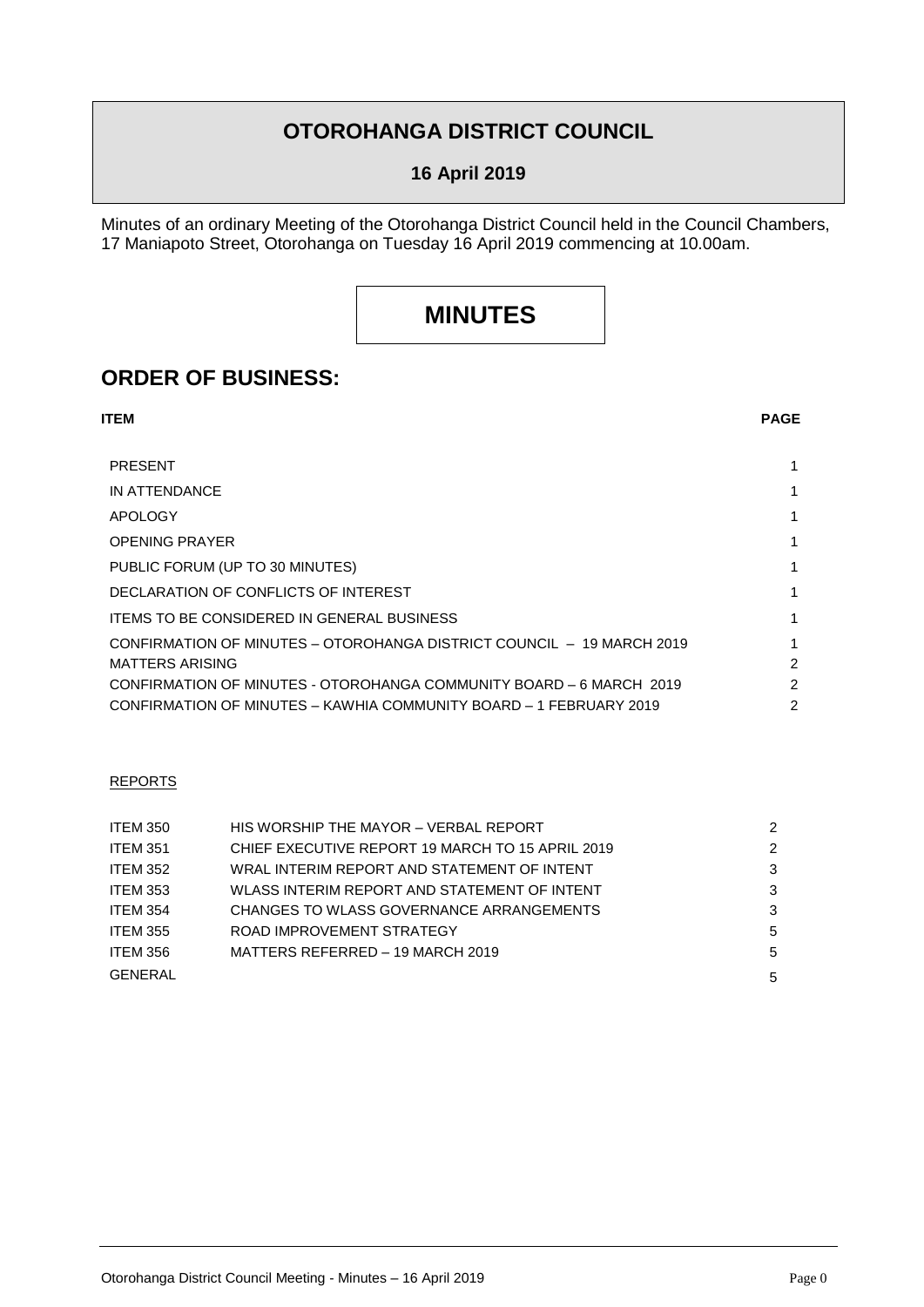# OTOROHANGA DISTRICT COUNCIL

**16 April 2019**

Minutes of an ordinary Meeting of the Otorohanga District Council held in the Council Chambers, 17 Maniapoto Street, Otorohanga on Tuesday 16 April 2019 commencing at 10.00am.

# MINUTES

## ORDER OF BUSINESS:

| ITEM | PAGE |
|---|---|
| PRESENT | 1 |
| IN ATTENDANCE | 1 |
| APOLOGY | 1 |
| OPENING PRAYER | 1 |
| PUBLIC FORUM (UP TO 30 MINUTES) | 1 |
| DECLARATION OF CONFLICTS OF INTEREST | 1 |
| ITEMS TO BE CONSIDERED IN GENERAL BUSINESS | 1 |
| CONFIRMATION OF MINUTES – OTOROHANGA DISTRICT COUNCIL – 19 MARCH 2019 | 1 |
| MATTERS ARISING | 2 |
| CONFIRMATION OF MINUTES - OTOROHANGA COMMUNITY BOARD – 6 MARCH 2019 | 2 |
| CONFIRMATION OF MINUTES – KAWHIA COMMUNITY BOARD – 1 FEBRUARY 2019 | 2 |

REPORTS

| | | |
|---|---|---|
| ITEM 350 | HIS WORSHIP THE MAYOR – VERBAL REPORT | 2 |
| ITEM 351 | CHIEF EXECUTIVE REPORT 19 MARCH TO 15 APRIL 2019 | 2 |
| ITEM 352 | WRAL INTERIM REPORT AND STATEMENT OF INTENT | 3 |
| ITEM 353 | WLASS INTERIM REPORT AND STATEMENT OF INTENT | 3 |
| ITEM 354 | CHANGES TO WLASS GOVERNANCE ARRANGEMENTS | 3 |
| ITEM 355 | ROAD IMPROVEMENT STRATEGY | 5 |
| ITEM 356 | MATTERS REFERRED – 19 MARCH 2019 | 5 |
| GENERAL | | 5 |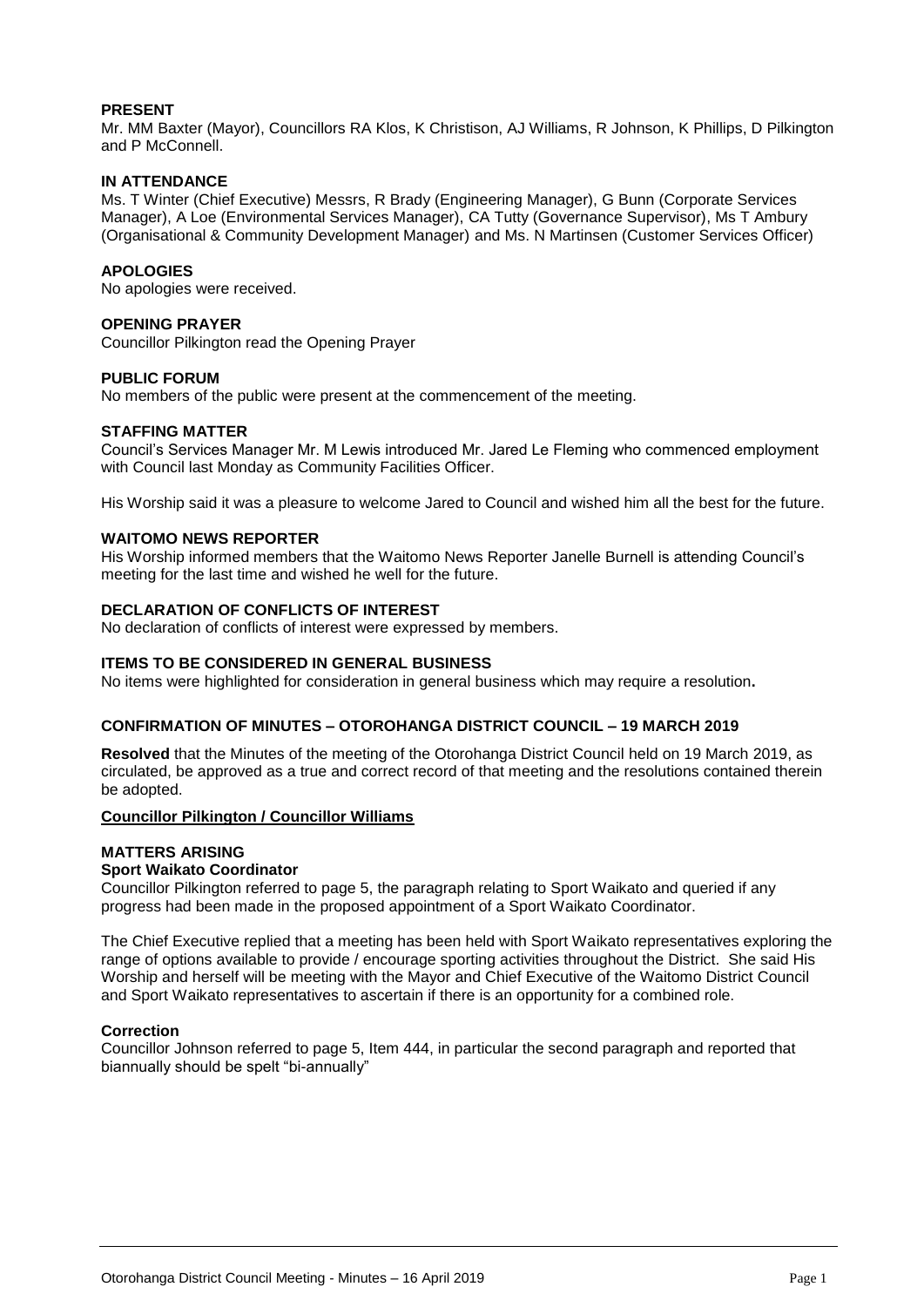**PRESENT**
Mr. MM Baxter (Mayor), Councillors RA Klos, K Christison, AJ Williams, R Johnson, K Phillips, D Pilkington and P McConnell.

**IN ATTENDANCE**
Ms. T Winter (Chief Executive) Messrs, R Brady (Engineering Manager), G Bunn (Corporate Services Manager), A Loe (Environmental Services Manager), CA Tutty (Governance Supervisor), Ms T Ambury (Organisational & Community Development Manager) and Ms. N Martinsen (Customer Services Officer)

**APOLOGIES**
No apologies were received.

**OPENING PRAYER**
Councillor Pilkington read the Opening Prayer

**PUBLIC FORUM**
No members of the public were present at the commencement of the meeting.

**STAFFING MATTER**
Council's Services Manager Mr. M Lewis introduced Mr. Jared Le Fleming who commenced employment with Council last Monday as Community Facilities Officer.

His Worship said it was a pleasure to welcome Jared to Council and wished him all the best for the future.

**WAITOMO NEWS REPORTER**
His Worship informed members that the Waitomo News Reporter Janelle Burnell is attending Council's meeting for the last time and wished he well for the future.

**DECLARATION OF CONFLICTS OF INTEREST**
No declaration of conflicts of interest were expressed by members.

**ITEMS TO BE CONSIDERED IN GENERAL BUSINESS**
No items were highlighted for consideration in general business which may require a resolution**.**

**CONFIRMATION OF MINUTES – OTOROHANGA DISTRICT COUNCIL – 19 MARCH 2019**

**Resolved** that the Minutes of the meeting of the Otorohanga District Council held on 19 March 2019, as circulated, be approved as a true and correct record of that meeting and the resolutions contained therein be adopted.

**Councillor Pilkington / Councillor Williams**

**MATTERS ARISING**
**Sport Waikato Coordinator**
Councillor Pilkington referred to page 5, the paragraph relating to Sport Waikato and queried if any progress had been made in the proposed appointment of a Sport Waikato Coordinator.

The Chief Executive replied that a meeting has been held with Sport Waikato representatives exploring the range of options available to provide / encourage sporting activities throughout the District. She said His Worship and herself will be meeting with the Mayor and Chief Executive of the Waitomo District Council and Sport Waikato representatives to ascertain if there is an opportunity for a combined role.

**Correction**
Councillor Johnson referred to page 5, Item 444, in particular the second paragraph and reported that biannually should be spelt "bi-annually"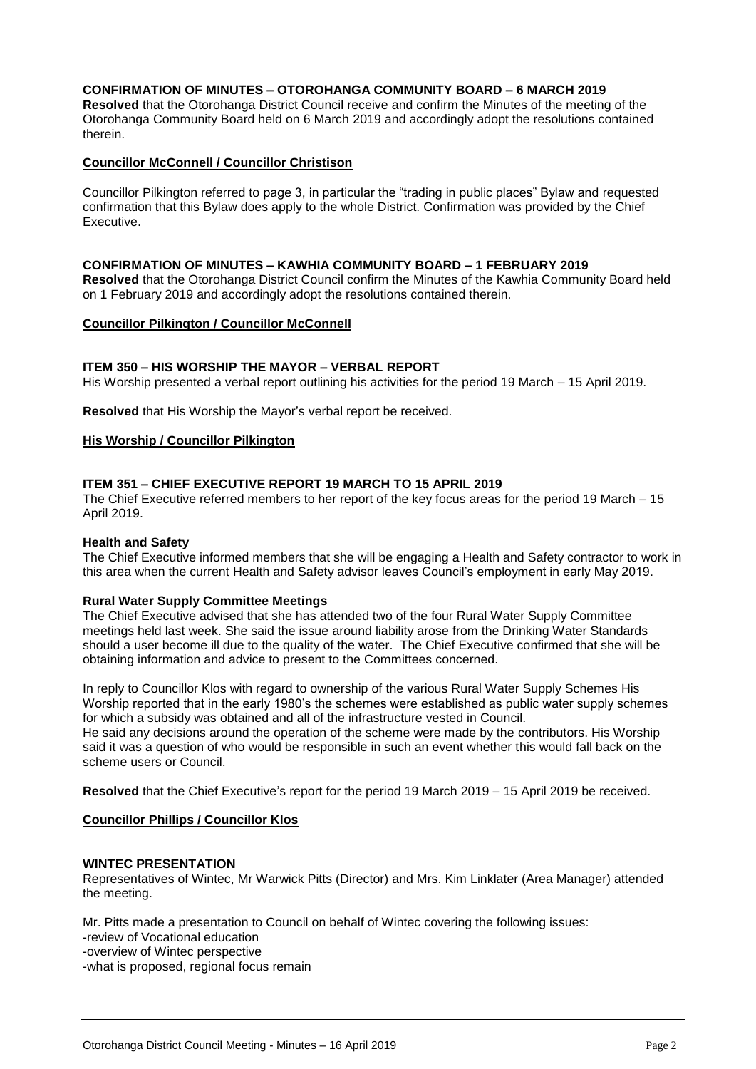**CONFIRMATION OF MINUTES – OTOROHANGA COMMUNITY BOARD – 6 MARCH 2019**

**Resolved** that the Otorohanga District Council receive and confirm the Minutes of the meeting of the Otorohanga Community Board held on 6 March 2019 and accordingly adopt the resolutions contained therein.

**Councillor McConnell / Councillor Christison**

Councillor Pilkington referred to page 3, in particular the "trading in public places" Bylaw and requested confirmation that this Bylaw does apply to the whole District. Confirmation was provided by the Chief Executive.

**CONFIRMATION OF MINUTES – KAWHIA COMMUNITY BOARD – 1 FEBRUARY 2019**

**Resolved** that the Otorohanga District Council confirm the Minutes of the Kawhia Community Board held on 1 February 2019 and accordingly adopt the resolutions contained therein.

**Councillor Pilkington / Councillor McConnell**

**ITEM 350 – HIS WORSHIP THE MAYOR – VERBAL REPORT**

His Worship presented a verbal report outlining his activities for the period 19 March – 15 April 2019.

**Resolved** that His Worship the Mayor's verbal report be received.

**His Worship / Councillor Pilkington**

**ITEM 351 – CHIEF EXECUTIVE REPORT 19 MARCH TO 15 APRIL 2019**

The Chief Executive referred members to her report of the key focus areas for the period 19 March – 15 April 2019.

**Health and Safety**

The Chief Executive informed members that she will be engaging a Health and Safety contractor to work in this area when the current Health and Safety advisor leaves Council's employment in early May 2019.

**Rural Water Supply Committee Meetings**

The Chief Executive advised that she has attended two of the four Rural Water Supply Committee meetings held last week. She said the issue around liability arose from the Drinking Water Standards should a user become ill due to the quality of the water. The Chief Executive confirmed that she will be obtaining information and advice to present to the Committees concerned.

In reply to Councillor Klos with regard to ownership of the various Rural Water Supply Schemes His Worship reported that in the early 1980's the schemes were established as public water supply schemes for which a subsidy was obtained and all of the infrastructure vested in Council.
He said any decisions around the operation of the scheme were made by the contributors. His Worship said it was a question of who would be responsible in such an event whether this would fall back on the scheme users or Council.

**Resolved** that the Chief Executive's report for the period 19 March 2019 – 15 April 2019 be received.

**Councillor Phillips / Councillor Klos**

**WINTEC PRESENTATION**

Representatives of Wintec, Mr Warwick Pitts (Director) and Mrs. Kim Linklater (Area Manager) attended the meeting.

Mr. Pitts made a presentation to Council on behalf of Wintec covering the following issues:
-review of Vocational education
-overview of Wintec perspective
-what is proposed, regional focus remain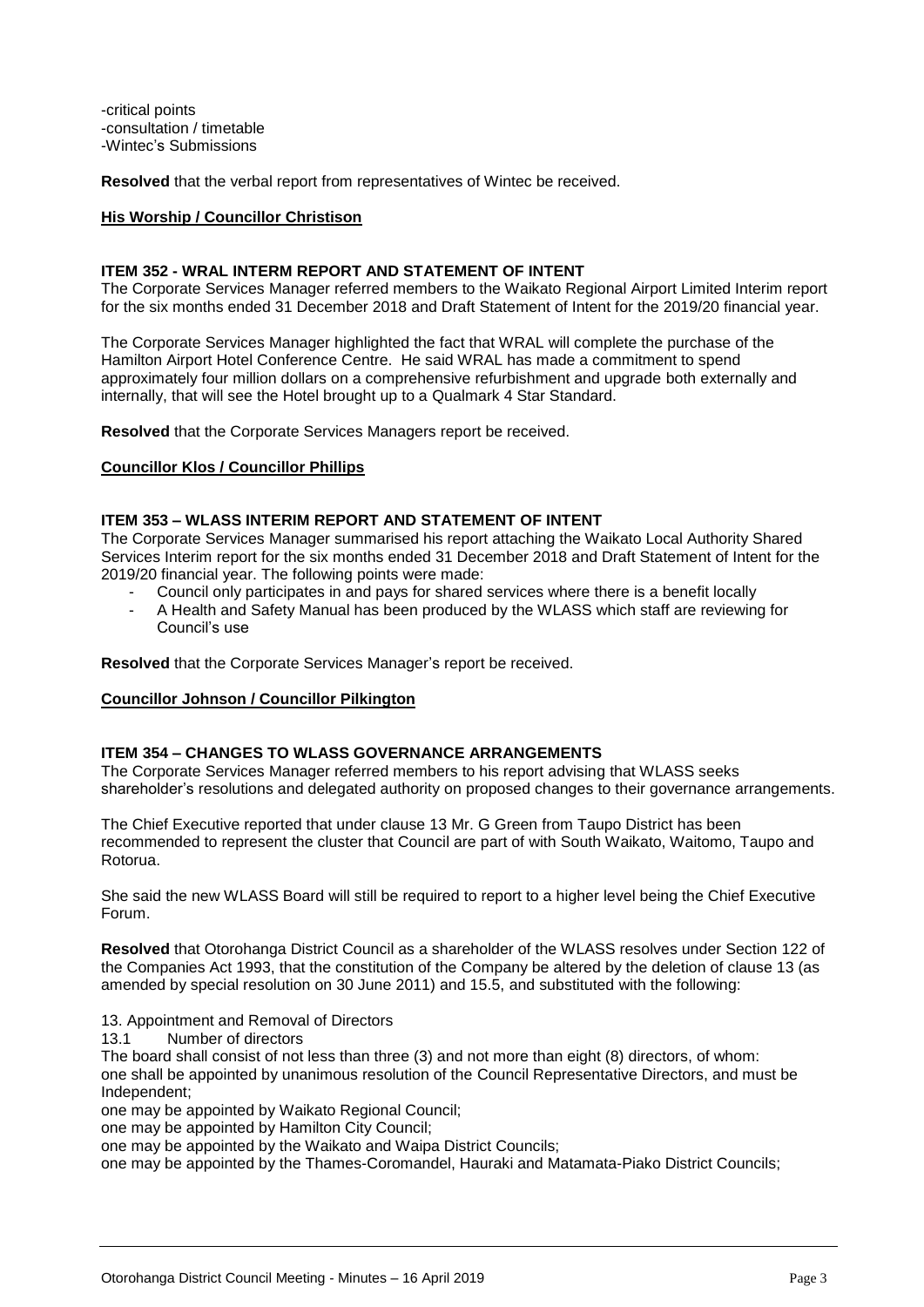-critical points
-consultation / timetable
-Wintec's Submissions

**Resolved** that the verbal report from representatives of Wintec be received.

**His Worship / Councillor Christison**

### ITEM 352 - WRAL INTERM REPORT AND STATEMENT OF INTENT

The Corporate Services Manager referred members to the Waikato Regional Airport Limited Interim report for the six months ended 31 December 2018 and Draft Statement of Intent for the 2019/20 financial year.

The Corporate Services Manager highlighted the fact that WRAL will complete the purchase of the Hamilton Airport Hotel Conference Centre. He said WRAL has made a commitment to spend approximately four million dollars on a comprehensive refurbishment and upgrade both externally and internally, that will see the Hotel brought up to a Qualmark 4 Star Standard.

**Resolved** that the Corporate Services Managers report be received.

**Councillor Klos / Councillor Phillips**

### ITEM 353 – WLASS INTERIM REPORT AND STATEMENT OF INTENT

The Corporate Services Manager summarised his report attaching the Waikato Local Authority Shared Services Interim report for the six months ended 31 December 2018 and Draft Statement of Intent for the 2019/20 financial year. The following points were made:

- Council only participates in and pays for shared services where there is a benefit locally
- A Health and Safety Manual has been produced by the WLASS which staff are reviewing for Council's use

**Resolved** that the Corporate Services Manager's report be received.

**Councillor Johnson / Councillor Pilkington**

### ITEM 354 – CHANGES TO WLASS GOVERNANCE ARRANGEMENTS

The Corporate Services Manager referred members to his report advising that WLASS seeks shareholder's resolutions and delegated authority on proposed changes to their governance arrangements.

The Chief Executive reported that under clause 13 Mr. G Green from Taupo District has been recommended to represent the cluster that Council are part of with South Waikato, Waitomo, Taupo and Rotorua.

She said the new WLASS Board will still be required to report to a higher level being the Chief Executive Forum.

**Resolved** that Otorohanga District Council as a shareholder of the WLASS resolves under Section 122 of the Companies Act 1993, that the constitution of the Company be altered by the deletion of clause 13 (as amended by special resolution on 30 June 2011) and 15.5, and substituted with the following:

13. Appointment and Removal of Directors

13.1 Number of directors

The board shall consist of not less than three (3) and not more than eight (8) directors, of whom:
one shall be appointed by unanimous resolution of the Council Representative Directors, and must be Independent;
one may be appointed by Waikato Regional Council;
one may be appointed by Hamilton City Council;
one may be appointed by the Waikato and Waipa District Councils;
one may be appointed by the Thames-Coromandel, Hauraki and Matamata-Piako District Councils;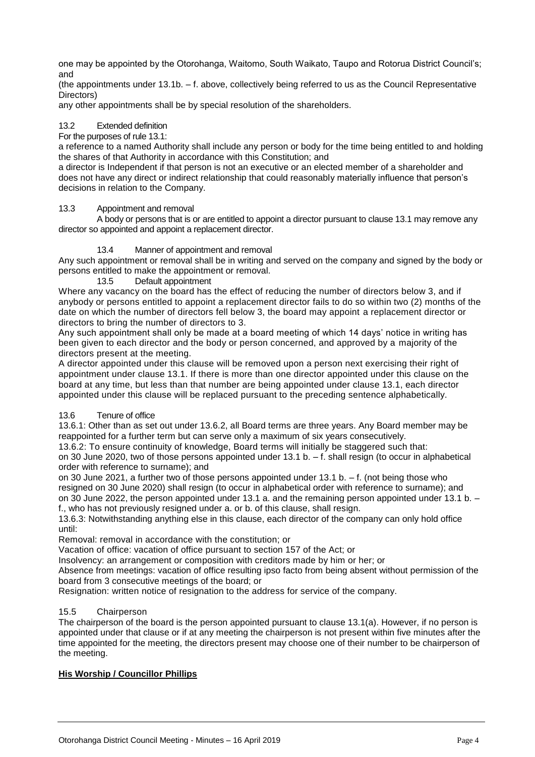one may be appointed by the Otorohanga, Waitomo, South Waikato, Taupo and Rotorua District Council's; and

(the appointments under 13.1b. – f. above, collectively being referred to us as the Council Representative Directors)

any other appointments shall be by special resolution of the shareholders.

13.2 Extended definition

For the purposes of rule 13.1:

a reference to a named Authority shall include any person or body for the time being entitled to and holding the shares of that Authority in accordance with this Constitution; and

a director is Independent if that person is not an executive or an elected member of a shareholder and does not have any direct or indirect relationship that could reasonably materially influence that person's decisions in relation to the Company.

13.3 Appointment and removal

A body or persons that is or are entitled to appoint a director pursuant to clause 13.1 may remove any director so appointed and appoint a replacement director.

13.4 Manner of appointment and removal

Any such appointment or removal shall be in writing and served on the company and signed by the body or persons entitled to make the appointment or removal.

13.5 Default appointment

Where any vacancy on the board has the effect of reducing the number of directors below 3, and if anybody or persons entitled to appoint a replacement director fails to do so within two (2) months of the date on which the number of directors fell below 3, the board may appoint a replacement director or directors to bring the number of directors to 3.

Any such appointment shall only be made at a board meeting of which 14 days' notice in writing has been given to each director and the body or person concerned, and approved by a majority of the directors present at the meeting.

A director appointed under this clause will be removed upon a person next exercising their right of appointment under clause 13.1. If there is more than one director appointed under this clause on the board at any time, but less than that number are being appointed under clause 13.1, each director appointed under this clause will be replaced pursuant to the preceding sentence alphabetically.

13.6 Tenure of office

13.6.1: Other than as set out under 13.6.2, all Board terms are three years. Any Board member may be reappointed for a further term but can serve only a maximum of six years consecutively.

13.6.2: To ensure continuity of knowledge, Board terms will initially be staggered such that:

on 30 June 2020, two of those persons appointed under 13.1 b. – f. shall resign (to occur in alphabetical order with reference to surname); and

on 30 June 2021, a further two of those persons appointed under 13.1 b. – f. (not being those who resigned on 30 June 2020) shall resign (to occur in alphabetical order with reference to surname); and

on 30 June 2022, the person appointed under 13.1 a. and the remaining person appointed under 13.1 b. – f., who has not previously resigned under a. or b. of this clause, shall resign.

13.6.3: Notwithstanding anything else in this clause, each director of the company can only hold office until:

Removal: removal in accordance with the constitution; or

Vacation of office: vacation of office pursuant to section 157 of the Act; or

Insolvency: an arrangement or composition with creditors made by him or her; or

Absence from meetings: vacation of office resulting ipso facto from being absent without permission of the board from 3 consecutive meetings of the board; or

Resignation: written notice of resignation to the address for service of the company.

15.5 Chairperson

The chairperson of the board is the person appointed pursuant to clause 13.1(a). However, if no person is appointed under that clause or if at any meeting the chairperson is not present within five minutes after the time appointed for the meeting, the directors present may choose one of their number to be chairperson of the meeting.

**His Worship / Councillor Phillips**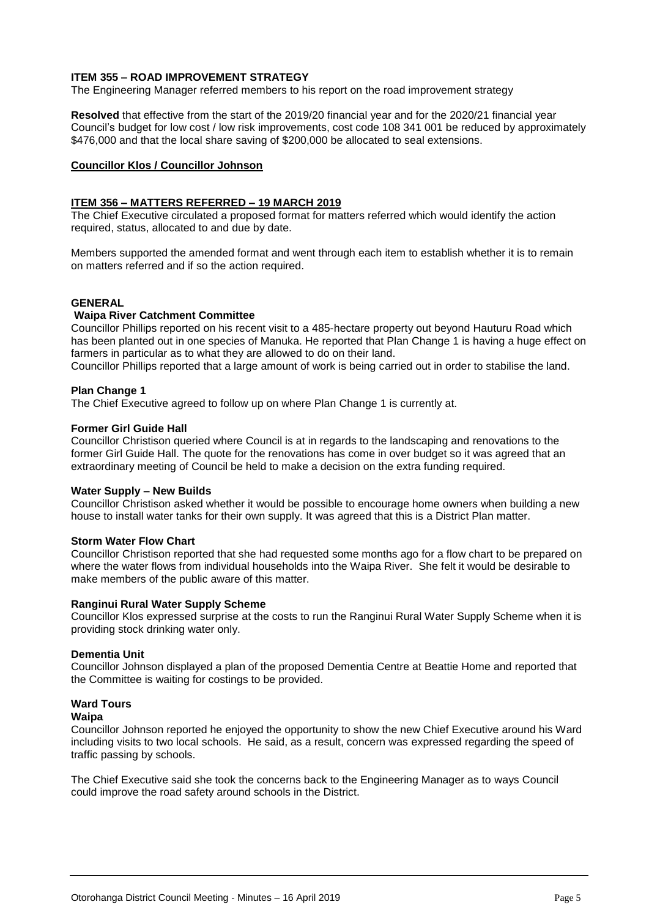### ITEM 355 – ROAD IMPROVEMENT STRATEGY

The Engineering Manager referred members to his report on the road improvement strategy

**Resolved** that effective from the start of the 2019/20 financial year and for the 2020/21 financial year Council's budget for low cost / low risk improvements, cost code 108 341 001 be reduced by approximately $476,000 and that the local share saving of $200,000 be allocated to seal extensions.

**Councillor Klos / Councillor Johnson**

### ITEM 356 – MATTERS REFERRED – 19 MARCH 2019

The Chief Executive circulated a proposed format for matters referred which would identify the action required, status, allocated to and due by date.

Members supported the amended format and went through each item to establish whether it is to remain on matters referred and if so the action required.

### GENERAL

**Waipa River Catchment Committee**

Councillor Phillips reported on his recent visit to a 485-hectare property out beyond Hauturu Road which has been planted out in one species of Manuka. He reported that Plan Change 1 is having a huge effect on farmers in particular as to what they are allowed to do on their land.

Councillor Phillips reported that a large amount of work is being carried out in order to stabilise the land.

**Plan Change 1**

The Chief Executive agreed to follow up on where Plan Change 1 is currently at.

**Former Girl Guide Hall**

Councillor Christison queried where Council is at in regards to the landscaping and renovations to the former Girl Guide Hall. The quote for the renovations has come in over budget so it was agreed that an extraordinary meeting of Council be held to make a decision on the extra funding required.

**Water Supply – New Builds**

Councillor Christison asked whether it would be possible to encourage home owners when building a new house to install water tanks for their own supply. It was agreed that this is a District Plan matter.

**Storm Water Flow Chart**

Councillor Christison reported that she had requested some months ago for a flow chart to be prepared on where the water flows from individual households into the Waipa River. She felt it would be desirable to make members of the public aware of this matter.

**Ranginui Rural Water Supply Scheme**

Councillor Klos expressed surprise at the costs to run the Ranginui Rural Water Supply Scheme when it is providing stock drinking water only.

**Dementia Unit**

Councillor Johnson displayed a plan of the proposed Dementia Centre at Beattie Home and reported that the Committee is waiting for costings to be provided.

**Ward Tours**

**Waipa**

Councillor Johnson reported he enjoyed the opportunity to show the new Chief Executive around his Ward including visits to two local schools. He said, as a result, concern was expressed regarding the speed of traffic passing by schools.

The Chief Executive said she took the concerns back to the Engineering Manager as to ways Council could improve the road safety around schools in the District.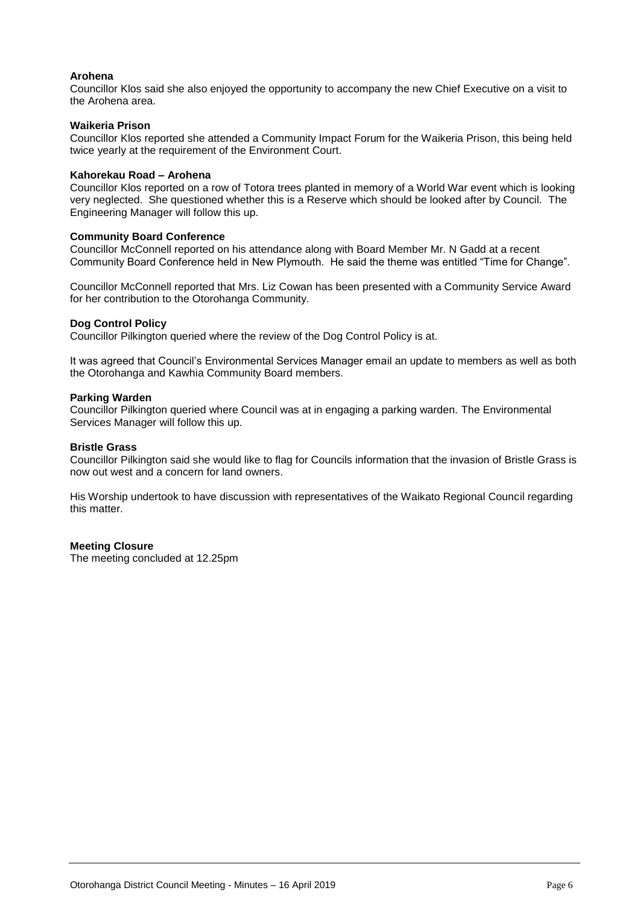**Arohena**
Councillor Klos said she also enjoyed the opportunity to accompany the new Chief Executive on a visit to the Arohena area.

**Waikeria Prison**
Councillor Klos reported she attended a Community Impact Forum for the Waikeria Prison, this being held twice yearly at the requirement of the Environment Court.

**Kahorekau Road – Arohena**
Councillor Klos reported on a row of Totora trees planted in memory of a World War event which is looking very neglected. She questioned whether this is a Reserve which should be looked after by Council. The Engineering Manager will follow this up.

**Community Board Conference**
Councillor McConnell reported on his attendance along with Board Member Mr. N Gadd at a recent Community Board Conference held in New Plymouth. He said the theme was entitled "Time for Change".

Councillor McConnell reported that Mrs. Liz Cowan has been presented with a Community Service Award for her contribution to the Otorohanga Community.

**Dog Control Policy**
Councillor Pilkington queried where the review of the Dog Control Policy is at.

It was agreed that Council's Environmental Services Manager email an update to members as well as both the Otorohanga and Kawhia Community Board members.

**Parking Warden**
Councillor Pilkington queried where Council was at in engaging a parking warden. The Environmental Services Manager will follow this up.

**Bristle Grass**
Councillor Pilkington said she would like to flag for Councils information that the invasion of Bristle Grass is now out west and a concern for land owners.

His Worship undertook to have discussion with representatives of the Waikato Regional Council regarding this matter.

**Meeting Closure**
The meeting concluded at 12.25pm